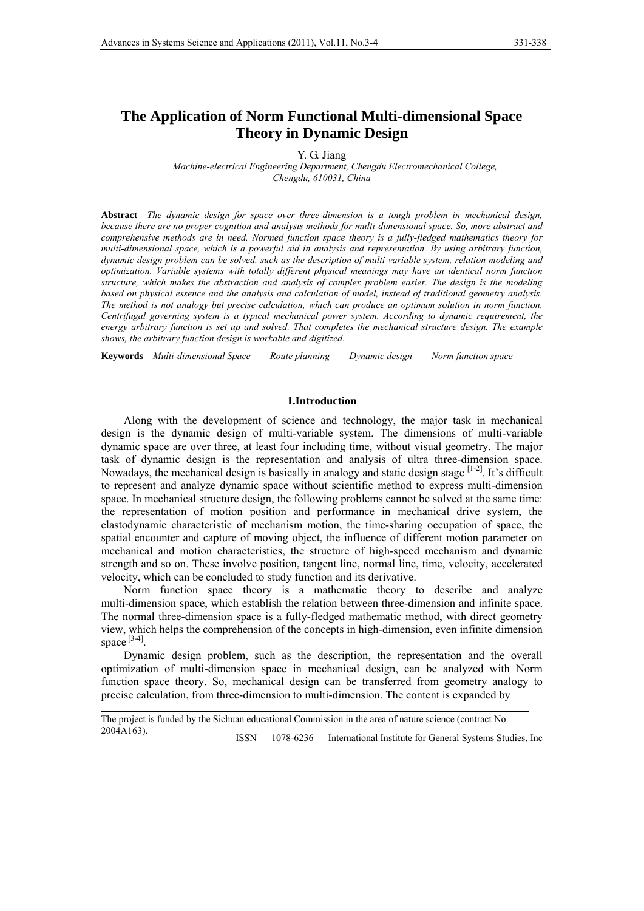# The Application of Norm Functional Multi-dimensional Space Theory in Dynamic Design

Y. G. Jiang

*Machine-electrical Engineering Department, Chengdu Electromechanical College, Chengdu, 610031, China*

**Abstract** *The dynamic design for space over three-dimension is a tough problem in mechanical design, because there are no proper cognition and analysis methods for multi-dimensional space. So, more abstract and comprehensive methods are in need. Normed function space theory is a fully-fledged mathematics theory for multi-dimensional space, which is a powerful aid in analysis and representation. By using arbitrary function, dynamic design problem can be solved, such as the description of multi-variable system, relation modeling and optimization. Variable systems with totally different physical meanings may have an identical norm function structure, which makes the abstraction and analysis of complex problem easier. The design is the modeling based on physical essence and the analysis and calculation of model, instead of traditional geometry analysis. The method is not analogy but precise calculation, which can produce an optimum solution in norm function. Centrifugal governing system is a typical mechanical power system. According to dynamic requirement, the energy arbitrary function is set up and solved. That completes the mechanical structure design. The example shows, the arbitrary function design is workable and digitized.*

**Keywords** *Multi-dimensional Space Route planning Dynamic design Norm function space*

## 1.Introduction

Along with the development of science and technology, the major task in mechanical design is the dynamic design of multi-variable system. The dimensions of multi-variable dynamic space are over three, at least four including time, without visual geometry. The major task of dynamic design is the representation and analysis of ultra three-dimension space. Nowadays, the mechanical design is basically in analogy and static design stage [1-2]. It's difficult to represent and analyze dynamic space without scientific method to express multi-dimension space. In mechanical structure design, the following problems cannot be solved at the same time: the representation of motion position and performance in mechanical drive system, the elastodynamic characteristic of mechanism motion, the time-sharing occupation of space, the spatial encounter and capture of moving object, the influence of different motion parameter on mechanical and motion characteristics, the structure of high-speed mechanism and dynamic strength and so on. These involve position, tangent line, normal line, time, velocity, accelerated velocity, which can be concluded to study function and its derivative.

Norm function space theory is a mathematic theory to describe and analyze multi-dimension space, which establish the relation between three-dimension and infinite space. The normal three-dimension space is a fully-fledged mathematic method, with direct geometry view, which helps the comprehension of the concepts in high-dimension, even infinite dimension space [3-4].

Dynamic design problem, such as the description, the representation and the overall optimization of multi-dimension space in mechanical design, can be analyzed with Norm function space theory. So, mechanical design can be transferred from geometry analogy to precise calculation, from three-dimension to multi-dimension. The content is expanded by

---

The project is funded by the Sichuan educational Commission in the area of nature science (contract No. 2004A163).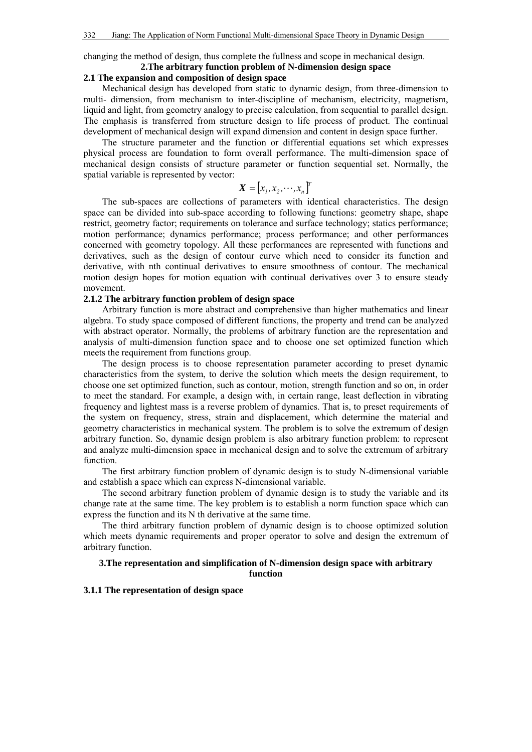changing the method of design, thus complete the fullness and scope in mechanical design.

## 2.The arbitrary function problem of N-dimension design space

### 2.1 The expansion and composition of design space

Mechanical design has developed from static to dynamic design, from three-dimension to multi- dimension, from mechanism to inter-discipline of mechanism, electricity, magnetism, liquid and light, from geometry analogy to precise calculation, from sequential to parallel design. The emphasis is transferred from structure design to life process of product. The continual development of mechanical design will expand dimension and content in design space further.

The structure parameter and the function or differential equations set which expresses physical process are foundation to form overall performance. The multi-dimension space of mechanical design consists of structure parameter or function sequential set. Normally, the spatial variable is represented by vector:

$$\boldsymbol{X} = [x_1, x_2, \cdots, x_n]^T$$

The sub-spaces are collections of parameters with identical characteristics. The design space can be divided into sub-space according to following functions: geometry shape, shape restrict, geometry factor; requirements on tolerance and surface technology; statics performance; motion performance; dynamics performance; process performance; and other performances concerned with geometry topology. All these performances are represented with functions and derivatives, such as the design of contour curve which need to consider its function and derivative, with nth continual derivatives to ensure smoothness of contour. The mechanical motion design hopes for motion equation with continual derivatives over 3 to ensure steady movement.

### 2.1.2 The arbitrary function problem of design space

Arbitrary function is more abstract and comprehensive than higher mathematics and linear algebra. To study space composed of different functions, the property and trend can be analyzed with abstract operator. Normally, the problems of arbitrary function are the representation and analysis of multi-dimension function space and to choose one set optimized function which meets the requirement from functions group.

The design process is to choose representation parameter according to preset dynamic characteristics from the system, to derive the solution which meets the design requirement, to choose one set optimized function, such as contour, motion, strength function and so on, in order to meet the standard. For example, a design with, in certain range, least deflection in vibrating frequency and lightest mass is a reverse problem of dynamics. That is, to preset requirements of the system on frequency, stress, strain and displacement, which determine the material and geometry characteristics in mechanical system. The problem is to solve the extremum of design arbitrary function. So, dynamic design problem is also arbitrary function problem: to represent and analyze multi-dimension space in mechanical design and to solve the extremum of arbitrary function.

The first arbitrary function problem of dynamic design is to study N-dimensional variable and establish a space which can express N-dimensional variable.

The second arbitrary function problem of dynamic design is to study the variable and its change rate at the same time. The key problem is to establish a norm function space which can express the function and its N th derivative at the same time.

The third arbitrary function problem of dynamic design is to choose optimized solution which meets dynamic requirements and proper operator to solve and design the extremum of arbitrary function.

## 3.The representation and simplification of N-dimension design space with arbitrary function

### 3.1.1 The representation of design space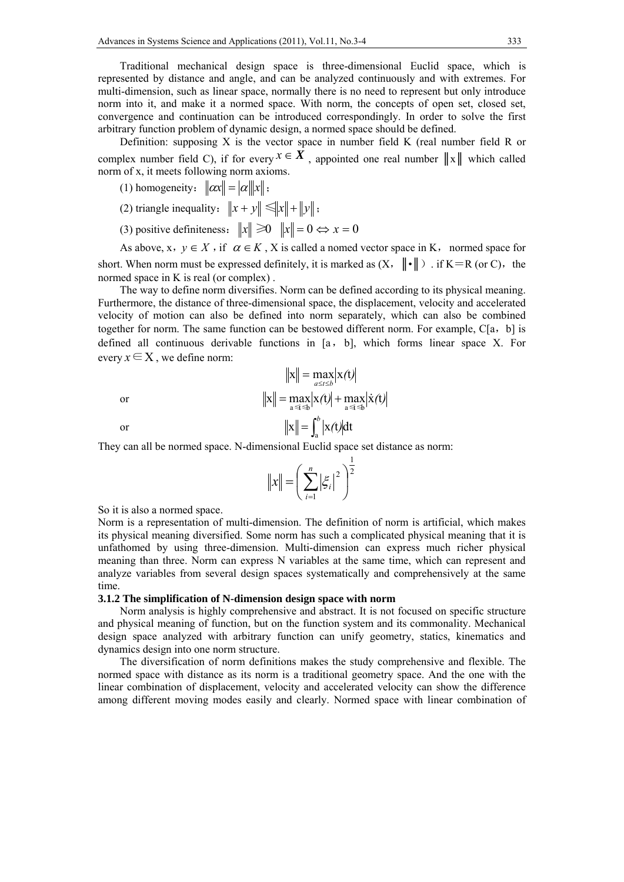Traditional mechanical design space is three-dimensional Euclid space, which is represented by distance and angle, and can be analyzed continuously and with extremes. For multi-dimension, such as linear space, normally there is no need to represent but only introduce norm into it, and make it a normed space. With norm, the concepts of open set, closed set, convergence and continuation can be introduced correspondingly. In order to solve the first arbitrary function problem of dynamic design, a normed space should be defined.

Definition: supposing X is the vector space in number field K (real number field R or complex number field C), if for every $x \in X$, appointed one real number $\|x\|$ which called norm of x, it meets following norm axioms.

(1) homogeneity: $\|\alpha x\| = |\alpha|\|x\|$;

(2) triangle inequality: $\|x + y\| \leqslant \|x\| + \|y\|$;

(3) positive definiteness: $\|x\| \geqslant 0$ $\|x\| = 0 \Leftrightarrow x = 0$

As above, x, $y \in X$, if $\alpha \in K$, X is called a nomed vector space in K, normed space for short. When norm must be expressed definitely, it is marked as (X, $\|\bullet\|$). if K＝R (or C), the normed space in K is real (or complex).

The way to define norm diversifies. Norm can be defined according to its physical meaning. Furthermore, the distance of three-dimensional space, the displacement, velocity and accelerated velocity of motion can also be defined into norm separately, which can also be combined together for norm. The same function can be bestowed different norm. For example, C[a, b] is defined all continuous derivable functions in [a, b], which forms linear space X. For every $x \in X$, we define norm:

$$\|x\| = \max_{a \le t \le b} |x(t)|$$

or

$$\|x\| = \max_{a \leqslant t \leqslant b} |x(t)| + \max_{a \leqslant t \leqslant b} |\dot{x}(t)|$$

or

$$\|x\| = \int_a^b |x(t)| dt$$

They can all be normed space. N-dimensional Euclid space set distance as norm:

$$\|x\| = \left( \sum_{i=1}^{n} |\xi_i|^2 \right)^{\frac{1}{2}}$$

So it is also a normed space.

Norm is a representation of multi-dimension. The definition of norm is artificial, which makes its physical meaning diversified. Some norm has such a complicated physical meaning that it is unfathomed by using three-dimension. Multi-dimension can express much richer physical meaning than three. Norm can express N variables at the same time, which can represent and analyze variables from several design spaces systematically and comprehensively at the same time.

### 3.1.2 The simplification of N-dimension design space with norm

Norm analysis is highly comprehensive and abstract. It is not focused on specific structure and physical meaning of function, but on the function system and its commonality. Mechanical design space analyzed with arbitrary function can unify geometry, statics, kinematics and dynamics design into one norm structure.

The diversification of norm definitions makes the study comprehensive and flexible. The normed space with distance as its norm is a traditional geometry space. And the one with the linear combination of displacement, velocity and accelerated velocity can show the difference among different moving modes easily and clearly. Normed space with linear combination of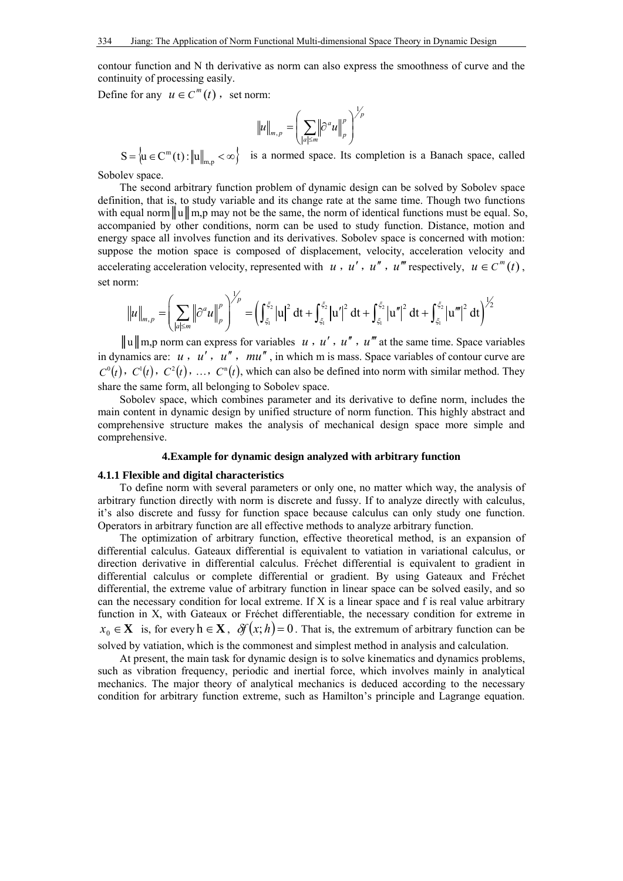contour function and N th derivative as norm can also express the smoothness of curve and the continuity of processing easily.

Define for any $u \in C^m(t)$, set norm:

$$\|u\|_{m,p} = \left( \sum_{|a| \le m} \|\partial^a u\|_p^p \right)^{1/p}$$

$S = \{u \in C^m(t) : \|u\|_{m,p} < \infty\}$ is a normed space. Its completion is a Banach space, called Sobolev space.

The second arbitrary function problem of dynamic design can be solved by Sobolev space definition, that is, to study variable and its change rate at the same time. Though two functions with equal norm $\|u\|$m,p may not be the same, the norm of identical functions must be equal. So, accompanied by other conditions, norm can be used to study function. Distance, motion and energy space all involves function and its derivatives. Sobolev space is concerned with motion: suppose the motion space is composed of displacement, velocity, acceleration velocity and accelerating acceleration velocity, represented with $u$, $u'$, $u''$, $u'''$ respectively, $u \in C^m(t)$, set norm:

$$\|u\|_{m,p} = \left( \sum_{|a| \le m} \|\partial^a u\|_p^p \right)^{1/p} = \left( \int_{\xi_1}^{\xi_2} |u|^2 \,dt + \int_{\xi_1}^{\xi_2} |u'|^2 \,dt + \int_{\xi_1}^{\xi_2} |u''|^2 \,dt + \int_{\xi_1}^{\xi_2} |u'''|^2 \,dt \right)^{1/2}$$

$\|u\|$m,p norm can express for variables $u$, $u'$, $u''$, $u'''$ at the same time. Space variables in dynamics are: $u$, $u'$, $u''$, $mu''$, in which m is mass. Space variables of contour curve are $C^0(t)$, $C^1(t)$, $C^2(t)$, …, $C^n(t)$, which can also be defined into norm with similar method. They share the same form, all belonging to Sobolev space.

Sobolev space, which combines parameter and its derivative to define norm, includes the main content in dynamic design by unified structure of norm function. This highly abstract and comprehensive structure makes the analysis of mechanical design space more simple and comprehensive.

## 4.Example for dynamic design analyzed with arbitrary function

### 4.1.1 Flexible and digital characteristics

To define norm with several parameters or only one, no matter which way, the analysis of arbitrary function directly with norm is discrete and fussy. If to analyze directly with calculus, it's also discrete and fussy for function space because calculus can only study one function. Operators in arbitrary function are all effective methods to analyze arbitrary function.

The optimization of arbitrary function, effective theoretical method, is an expansion of differential calculus. Gateaux differential is equivalent to vatiation in variational calculus, or direction derivative in differential calculus. Fréchet differential is equivalent to gradient in differential calculus or complete differential or gradient. By using Gateaux and Fréchet differential, the extreme value of arbitrary function in linear space can be solved easily, and so can the necessary condition for local extreme. If X is a linear space and f is real value arbitrary function in X, with Gateaux or Fréchet differentiable, the necessary condition for extreme in $x_0 \in \mathbf{X}$ is, for every $h \in \mathbf{X}$, $\delta f(x;h) = 0$. That is, the extremum of arbitrary function can be solved by vatiation, which is the commonest and simplest method in analysis and calculation.

At present, the main task for dynamic design is to solve kinematics and dynamics problems, such as vibration frequency, periodic and inertial force, which involves mainly in analytical mechanics. The major theory of analytical mechanics is deduced according to the necessary condition for arbitrary function extreme, such as Hamilton's principle and Lagrange equation.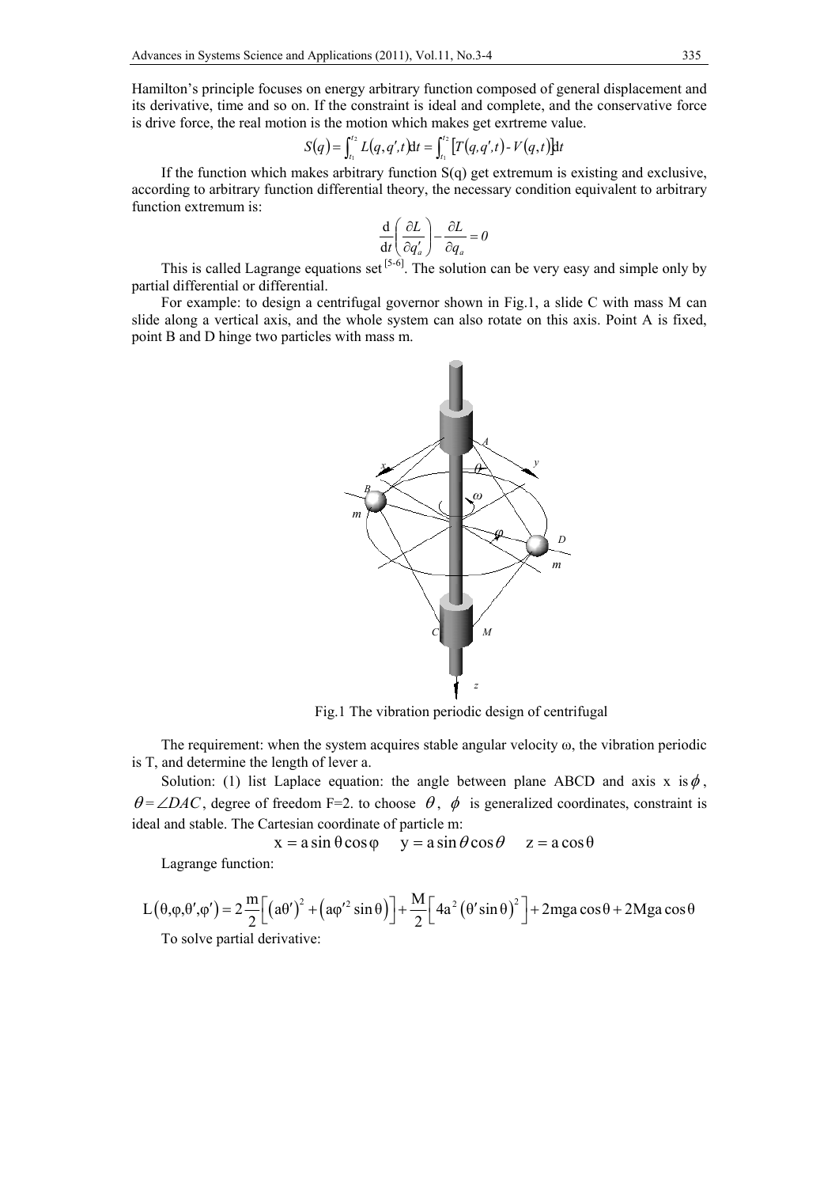Hamilton's principle focuses on energy arbitrary function composed of general displacement and its derivative, time and so on. If the constraint is ideal and complete, and the conservative force is drive force, the real motion is the motion which makes get exrtreme value.

$$S(q) = \int_{t_1}^{t_2} L(q, q', t)\mathrm{d}t = \int_{t_1}^{t_2} \left[T(q, q', t) - V(q, t)\right]\mathrm{d}t$$

If the function which makes arbitrary function S(q) get extremum is existing and exclusive, according to arbitrary function differential theory, the necessary condition equivalent to arbitrary function extremum is:

$$\frac{\mathrm{d}}{\mathrm{d}t}\left(\frac{\partial L}{\partial q'_a}\right) - \frac{\partial L}{\partial q_a} = 0$$

This is called Lagrange equations set [5-6]. The solution can be very easy and simple only by partial differential or differential.

For example: to design a centrifugal governor shown in Fig.1, a slide C with mass M can slide along a vertical axis, and the whole system can also rotate on this axis. Point A is fixed, point B and D hinge two particles with mass m.

Fig.1 The vibration periodic design of centrifugal

The requirement: when the system acquires stable angular velocity ω, the vibration periodic is T, and determine the length of lever a.

Solution: (1) list Laplace equation: the angle between plane ABCD and axis x is $\phi$, $\theta = \angle DAC$, degree of freedom F=2. to choose $\theta$, $\phi$ is generalized coordinates, constraint is ideal and stable. The Cartesian coordinate of particle m:

$$x = a\sin\theta\cos\varphi \qquad y = a\sin\theta\cos\theta \qquad z = a\cos\theta$$

Lagrange function:

$$L(\theta, \varphi, \theta', \varphi') = 2\frac{m}{2}\left[(a\theta')^2 + \left(a\varphi'^2\sin\theta\right)\right] + \frac{M}{2}\left[4a^2\left(\theta'\sin\theta\right)^2\right] + 2mga\cos\theta + 2Mga\cos\theta$$

To solve partial derivative: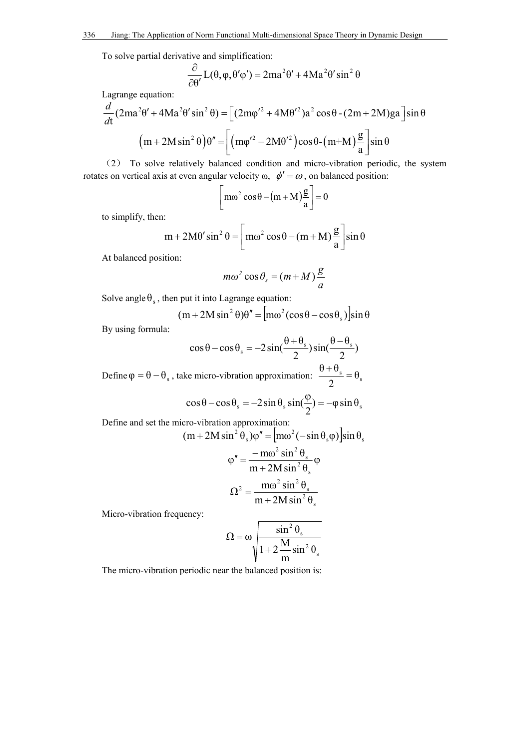To solve partial derivative and simplification:

$$\frac{\partial}{\partial \theta'} L(\theta, \varphi, \theta' \varphi') = 2ma^2\theta' + 4Ma^2\theta' \sin^2 \theta$$

Lagrange equation:

$$\frac{d}{dt}(2ma^2\theta' + 4Ma^2\theta' \sin^2 \theta) = \left[ (2m\varphi'^2 + 4M\theta'^2)a^2 \cos\theta \text{ - } (2m + 2M)ga \right] \sin\theta$$

$$\left(m + 2M\sin^2\theta\right)\theta'' = \left[ \left( m\varphi'^2 - 2M\theta'^2 \right)\cos\theta \text{-} \left(m\text{+}M\right)\frac{g}{a} \right] \sin\theta$$

（2） To solve relatively balanced condition and micro-vibration periodic, the system rotates on vertical axis at even angular velocity ω, $\phi' = \omega$, on balanced position:

$$\left[ m\omega^2 \cos\theta - \left(m + M\right)\frac{g}{a} \right] = 0$$

to simplify, then:

$$m + 2M\theta' \sin^2 \theta = \left[ m\omega^2 \cos\theta - (m + M)\frac{g}{a} \right] \sin\theta$$

At balanced position:

$$m\omega^2 \cos\theta_s = (m + M)\frac{g}{a}$$

Solve angle $\theta_s$, then put it into Lagrange equation:

$$(m + 2M\sin^2\theta)\theta'' = \left[ m\omega^2 (\cos\theta - \cos\theta_s) \right] \sin\theta$$

By using formula:

$$\cos\theta - \cos\theta_s = -2\sin(\frac{\theta + \theta_s}{2})\sin(\frac{\theta - \theta_s}{2})$$

Define $\varphi = \theta - \theta_s$, take micro-vibration approximation: $\frac{\theta + \theta_s}{2} = \theta_s$

$$\cos\theta - \cos\theta_s = -2\sin\theta_s \sin(\frac{\varphi}{2}) = -\varphi \sin\theta_s$$

Define and set the micro-vibration approximation:

$$(m + 2M\sin^2\theta_s)\varphi'' = \left[ m\omega^2 (-\sin\theta_s \varphi) \right] \sin\theta_s$$

$$\varphi'' = \frac{-m\omega^2 \sin^2\theta_s}{m + 2M\sin^2\theta_s}\varphi$$

$$\Omega^2 = \frac{m\omega^2 \sin^2\theta_s}{m + 2M\sin^2\theta_s}$$

Micro-vibration frequency:

$$\Omega = \omega \sqrt{\frac{\sin^2\theta_s}{1 + 2\frac{M}{m}\sin^2\theta_s}}$$

The micro-vibration periodic near the balanced position is: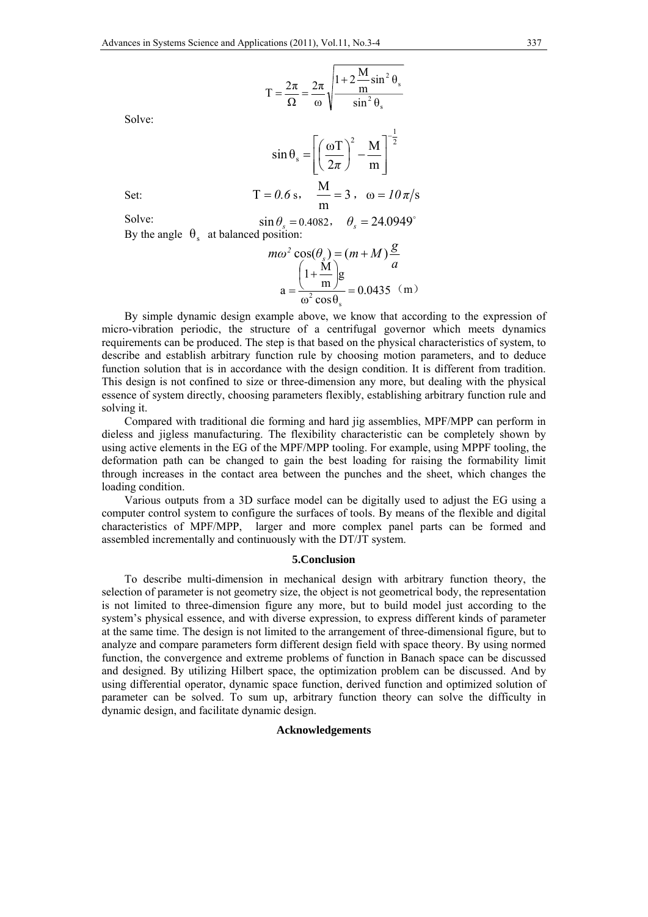$$T = \frac{2\pi}{\Omega} = \frac{2\pi}{\omega}\sqrt{\frac{1+2\dfrac{M}{m}\sin^2\theta_s}{\sin^2\theta_s}}$$

Solve:

$$\sin\theta_s = \left[\left(\frac{\omega T}{2\pi}\right)^2 - \frac{M}{m}\right]^{-\frac{1}{2}}$$

Set: $$T = 0.6\ \text{s},\quad \frac{M}{m} = 3,\quad \omega = 10\pi/\text{s}$$

Solve: $$\sin\theta_s = 0.4082,\quad \theta_s = 24.0949^\circ$$

By the angle $\theta_s$ at balanced position:

$$m\omega^2\cos(\theta_s) = (m+M)\frac{g}{a}$$

$$a = \frac{\left(1+\dfrac{M}{m}\right)g}{\omega^2\cos\theta_s} = 0.0435\ \text{（m）}$$

By simple dynamic design example above, we know that according to the expression of micro-vibration periodic, the structure of a centrifugal governor which meets dynamics requirements can be produced. The step is that based on the physical characteristics of system, to describe and establish arbitrary function rule by choosing motion parameters, and to deduce function solution that is in accordance with the design condition. It is different from tradition. This design is not confined to size or three-dimension any more, but dealing with the physical essence of system directly, choosing parameters flexibly, establishing arbitrary function rule and solving it.

Compared with traditional die forming and hard jig assemblies, MPF/MPP can perform in dieless and jigless manufacturing. The flexibility characteristic can be completely shown by using active elements in the EG of the MPF/MPP tooling. For example, using MPPF tooling, the deformation path can be changed to gain the best loading for raising the formability limit through increases in the contact area between the punches and the sheet, which changes the loading condition.

Various outputs from a 3D surface model can be digitally used to adjust the EG using a computer control system to configure the surfaces of tools. By means of the flexible and digital characteristics of MPF/MPP, larger and more complex panel parts can be formed and assembled incrementally and continuously with the DT/JT system.

## 5.Conclusion

To describe multi-dimension in mechanical design with arbitrary function theory, the selection of parameter is not geometry size, the object is not geometrical body, the representation is not limited to three-dimension figure any more, but to build model just according to the system's physical essence, and with diverse expression, to express different kinds of parameter at the same time. The design is not limited to the arrangement of three-dimensional figure, but to analyze and compare parameters form different design field with space theory. By using normed function, the convergence and extreme problems of function in Banach space can be discussed and designed. By utilizing Hilbert space, the optimization problem can be discussed. And by using differential operator, dynamic space function, derived function and optimized solution of parameter can be solved. To sum up, arbitrary function theory can solve the difficulty in dynamic design, and facilitate dynamic design.

## Acknowledgements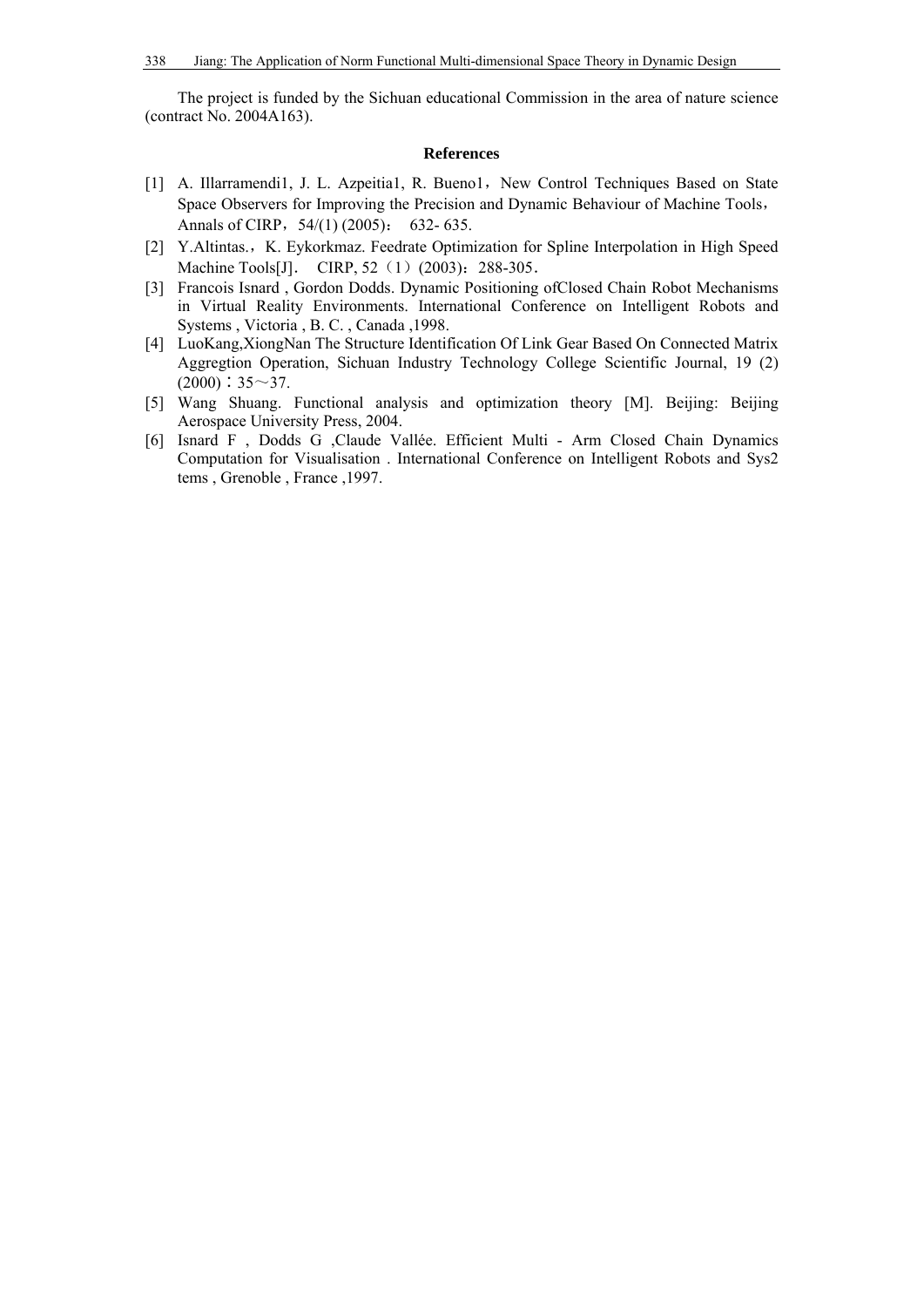The project is funded by the Sichuan educational Commission in the area of nature science (contract No. 2004A163).

## References

[1] A. Illarramendi1, J. L. Azpeitia1, R. Bueno1，New Control Techniques Based on State Space Observers for Improving the Precision and Dynamic Behaviour of Machine Tools，Annals of CIRP，54/(1) (2005)： 632- 635.

[2] Y.Altintas.，K. Eykorkmaz. Feedrate Optimization for Spline Interpolation in High Speed Machine Tools[J]． CIRP, 52（1）(2003)：288-305．

[3] Francois Isnard , Gordon Dodds. Dynamic Positioning ofClosed Chain Robot Mechanisms in Virtual Reality Environments. International Conference on Intelligent Robots and Systems , Victoria , B. C. , Canada ,1998.

[4] LuoKang,XiongNan The Structure Identification Of Link Gear Based On Connected Matrix Aggregtion Operation, Sichuan Industry Technology College Scientific Journal, 19 (2) (2000)：35～37.

[5] Wang Shuang. Functional analysis and optimization theory [M]. Beijing: Beijing Aerospace University Press, 2004.

[6] Isnard F , Dodds G ,Claude Vallée. Efficient Multi - Arm Closed Chain Dynamics Computation for Visualisation . International Conference on Intelligent Robots and Sys2 tems , Grenoble , France ,1997.